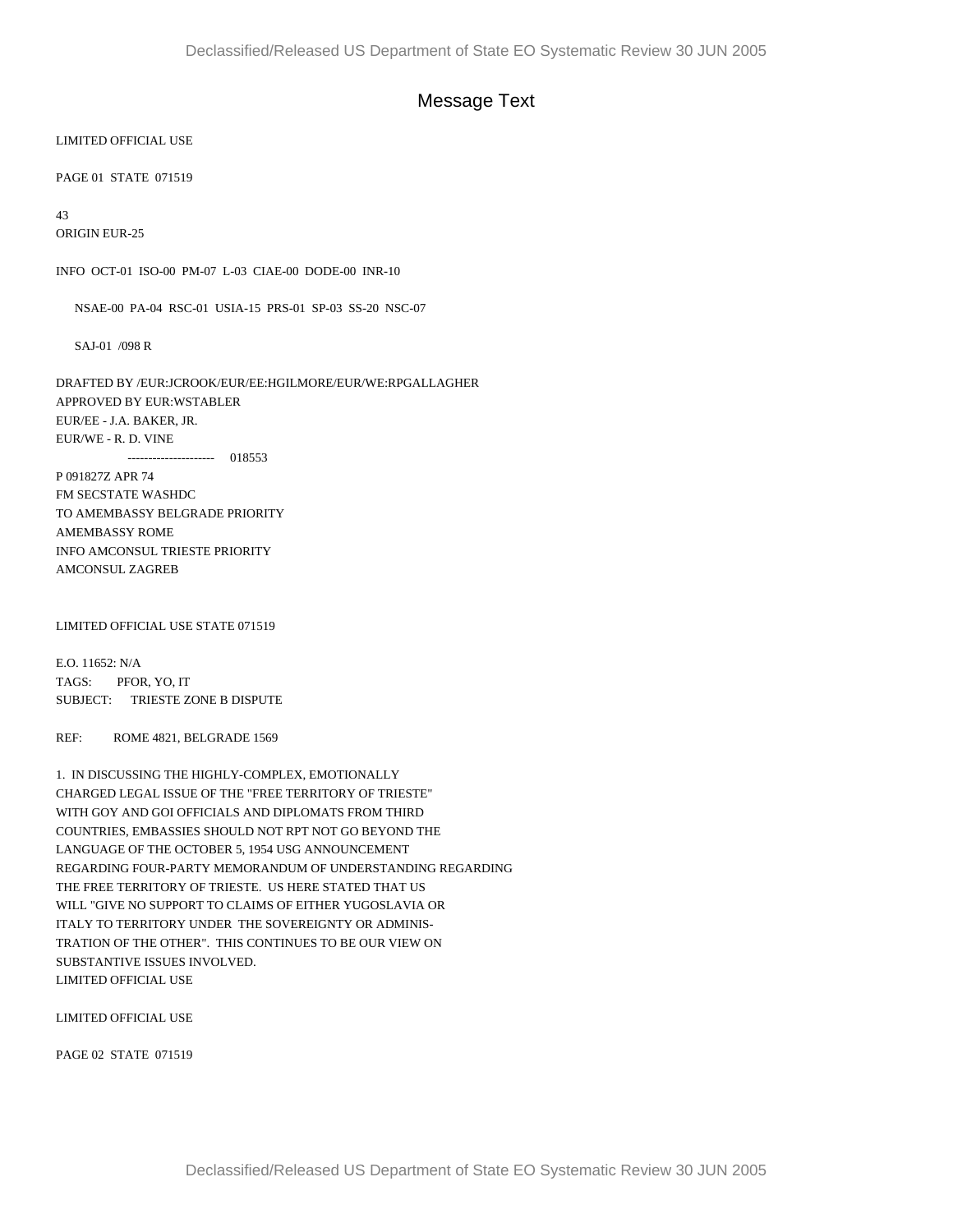# Message Text

LIMITED OFFICIAL USE

PAGE 01 STATE 071519

43
ORIGIN EUR-25

INFO OCT-01 ISO-00 PM-07 L-03 CIAE-00 DODE-00 INR-10

NSAE-00 PA-04 RSC-01 USIA-15 PRS-01 SP-03 SS-20 NSC-07

SAJ-01 /098 R

DRAFTED BY /EUR:JCROOK/EUR/EE:HGILMORE/EUR/WE:RPGALLAGHER
APPROVED BY EUR:WSTABLER
EUR/EE - J.A. BAKER, JR.
EUR/WE - R. D. VINE
--------------------- 018553
P 091827Z APR 74
FM SECSTATE WASHDC
TO AMEMBASSY BELGRADE PRIORITY
AMEMBASSY ROME
INFO AMCONSUL TRIESTE PRIORITY
AMCONSUL ZAGREB

LIMITED OFFICIAL USE STATE 071519

E.O. 11652: N/A
TAGS: PFOR, YO, IT
SUBJECT: TRIESTE ZONE B DISPUTE

REF: ROME 4821, BELGRADE 1569

1. IN DISCUSSING THE HIGHLY-COMPLEX, EMOTIONALLY CHARGED LEGAL ISSUE OF THE "FREE TERRITORY OF TRIESTE" WITH GOY AND GOI OFFICIALS AND DIPLOMATS FROM THIRD COUNTRIES, EMBASSIES SHOULD NOT RPT NOT GO BEYOND THE LANGUAGE OF THE OCTOBER 5, 1954 USG ANNOUNCEMENT REGARDING FOUR-PARTY MEMORANDUM OF UNDERSTANDING REGARDING THE FREE TERRITORY OF TRIESTE. US HERE STATED THAT US WILL "GIVE NO SUPPORT TO CLAIMS OF EITHER YUGOSLAVIA OR ITALY TO TERRITORY UNDER THE SOVEREIGNTY OR ADMINISTRATION OF THE OTHER". THIS CONTINUES TO BE OUR VIEW ON SUBSTANTIVE ISSUES INVOLVED.

LIMITED OFFICIAL USE

LIMITED OFFICIAL USE

PAGE 02 STATE 071519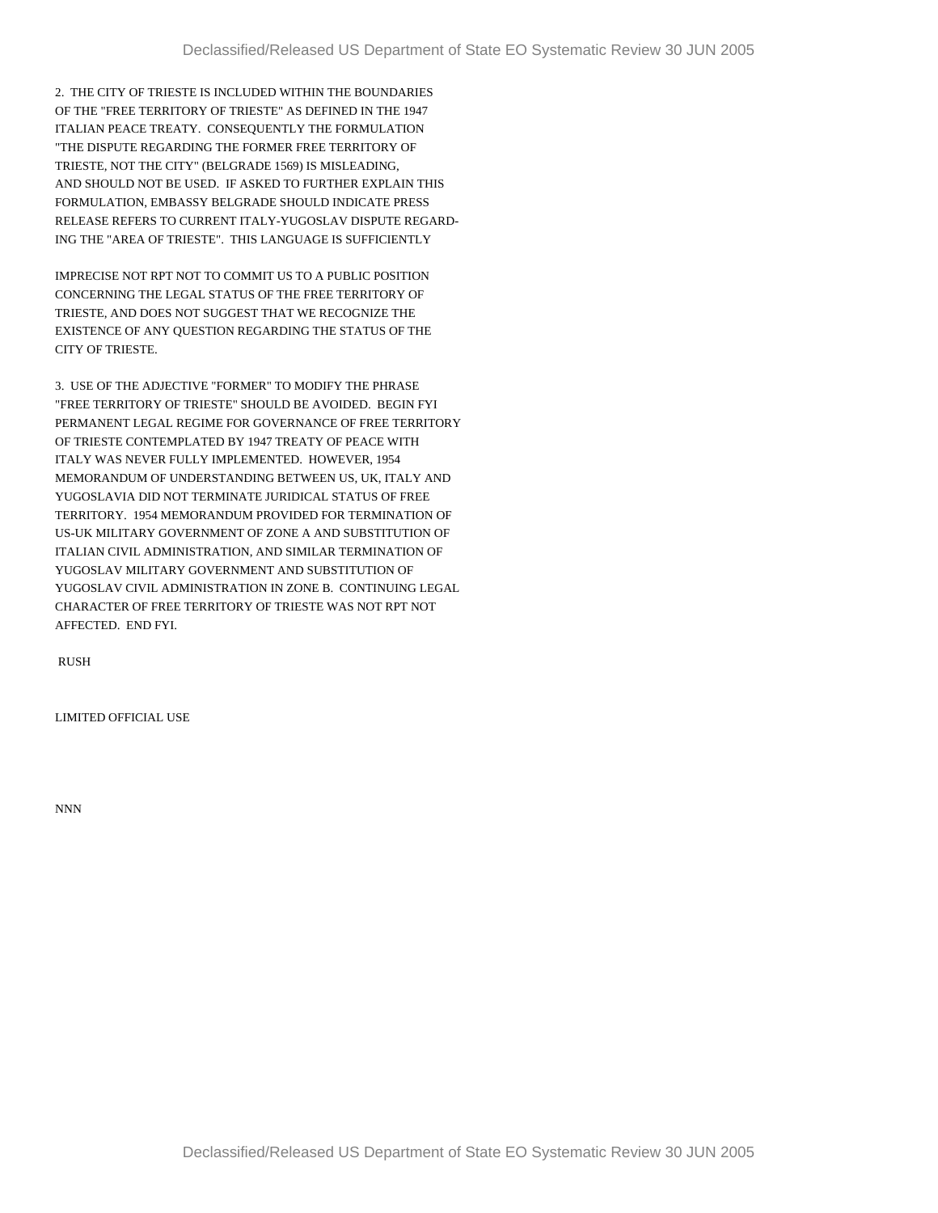2. THE CITY OF TRIESTE IS INCLUDED WITHIN THE BOUNDARIES OF THE "FREE TERRITORY OF TRIESTE" AS DEFINED IN THE 1947 ITALIAN PEACE TREATY. CONSEQUENTLY THE FORMULATION "THE DISPUTE REGARDING THE FORMER FREE TERRITORY OF TRIESTE, NOT THE CITY" (BELGRADE 1569) IS MISLEADING, AND SHOULD NOT BE USED. IF ASKED TO FURTHER EXPLAIN THIS FORMULATION, EMBASSY BELGRADE SHOULD INDICATE PRESS RELEASE REFERS TO CURRENT ITALY-YUGOSLAV DISPUTE REGARDING THE "AREA OF TRIESTE". THIS LANGUAGE IS SUFFICIENTLY IMPRECISE NOT RPT NOT TO COMMIT US TO A PUBLIC POSITION CONCERNING THE LEGAL STATUS OF THE FREE TERRITORY OF TRIESTE, AND DOES NOT SUGGEST THAT WE RECOGNIZE THE EXISTENCE OF ANY QUESTION REGARDING THE STATUS OF THE CITY OF TRIESTE.

3. USE OF THE ADJECTIVE "FORMER" TO MODIFY THE PHRASE "FREE TERRITORY OF TRIESTE" SHOULD BE AVOIDED. BEGIN FYI PERMANENT LEGAL REGIME FOR GOVERNANCE OF FREE TERRITORY OF TRIESTE CONTEMPLATED BY 1947 TREATY OF PEACE WITH ITALY WAS NEVER FULLY IMPLEMENTED. HOWEVER, 1954 MEMORANDUM OF UNDERSTANDING BETWEEN US, UK, ITALY AND YUGOSLAVIA DID NOT TERMINATE JURIDICAL STATUS OF FREE TERRITORY. 1954 MEMORANDUM PROVIDED FOR TERMINATION OF US-UK MILITARY GOVERNMENT OF ZONE A AND SUBSTITUTION OF ITALIAN CIVIL ADMINISTRATION, AND SIMILAR TERMINATION OF YUGOSLAV MILITARY GOVERNMENT AND SUBSTITUTION OF YUGOSLAV CIVIL ADMINISTRATION IN ZONE B. CONTINUING LEGAL CHARACTER OF FREE TERRITORY OF TRIESTE WAS NOT RPT NOT AFFECTED. END FYI.

RUSH

LIMITED OFFICIAL USE

NNN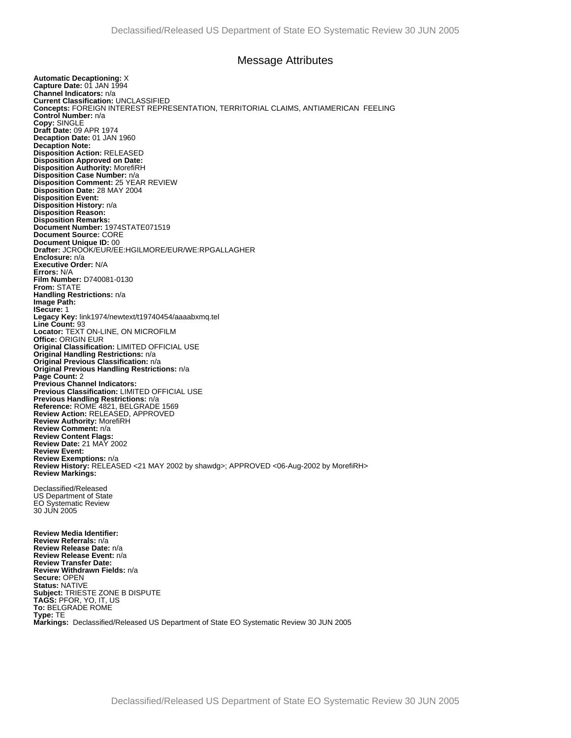# Message Attributes

**Automatic Decaptioning:** X
**Capture Date:** 01 JAN 1994
**Channel Indicators:** n/a
**Current Classification:** UNCLASSIFIED
**Concepts:** FOREIGN INTEREST REPRESENTATION, TERRITORIAL CLAIMS, ANTIAMERICAN FEELING
**Control Number:** n/a
**Copy:** SINGLE
**Draft Date:** 09 APR 1974
**Decaption Date:** 01 JAN 1960
**Decaption Note:**
**Disposition Action:** RELEASED
**Disposition Approved on Date:**
**Disposition Authority:** MorefiRH
**Disposition Case Number:** n/a
**Disposition Comment:** 25 YEAR REVIEW
**Disposition Date:** 28 MAY 2004
**Disposition Event:**
**Disposition History:** n/a
**Disposition Reason:**
**Disposition Remarks:**
**Document Number:** 1974STATE071519
**Document Source:** CORE
**Document Unique ID:** 00
**Drafter:** JCROOK/EUR/EE:HGILMORE/EUR/WE:RPGALLAGHER
**Enclosure:** n/a
**Executive Order:** N/A
**Errors:** N/A
**Film Number:** D740081-0130
**From:** STATE
**Handling Restrictions:** n/a
**Image Path:**
**ISecure:** 1
**Legacy Key:** link1974/newtext/t19740454/aaaabxmq.tel
**Line Count:** 93
**Locator:** TEXT ON-LINE, ON MICROFILM
**Office:** ORIGIN EUR
**Original Classification:** LIMITED OFFICIAL USE
**Original Handling Restrictions:** n/a
**Original Previous Classification:** n/a
**Original Previous Handling Restrictions:** n/a
**Page Count:** 2
**Previous Channel Indicators:**
**Previous Classification:** LIMITED OFFICIAL USE
**Previous Handling Restrictions:** n/a
**Reference:** ROME 4821, BELGRADE 1569
**Review Action:** RELEASED, APPROVED
**Review Authority:** MorefiRH
**Review Comment:** n/a
**Review Content Flags:**
**Review Date:** 21 MAY 2002
**Review Event:**
**Review Exemptions:** n/a
**Review History:** RELEASED <21 MAY 2002 by shawdg>; APPROVED <06-Aug-2002 by MorefiRH>
**Review Markings:**

Declassified/Released
US Department of State
EO Systematic Review
30 JUN 2005

**Review Media Identifier:**
**Review Referrals:** n/a
**Review Release Date:** n/a
**Review Release Event:** n/a
**Review Transfer Date:**
**Review Withdrawn Fields:** n/a
**Secure:** OPEN
**Status:** NATIVE
**Subject:** TRIESTE ZONE B DISPUTE
**TAGS:** PFOR, YO, IT, US
**To:** BELGRADE ROME
**Type:** TE
**Markings:** Declassified/Released US Department of State EO Systematic Review 30 JUN 2005